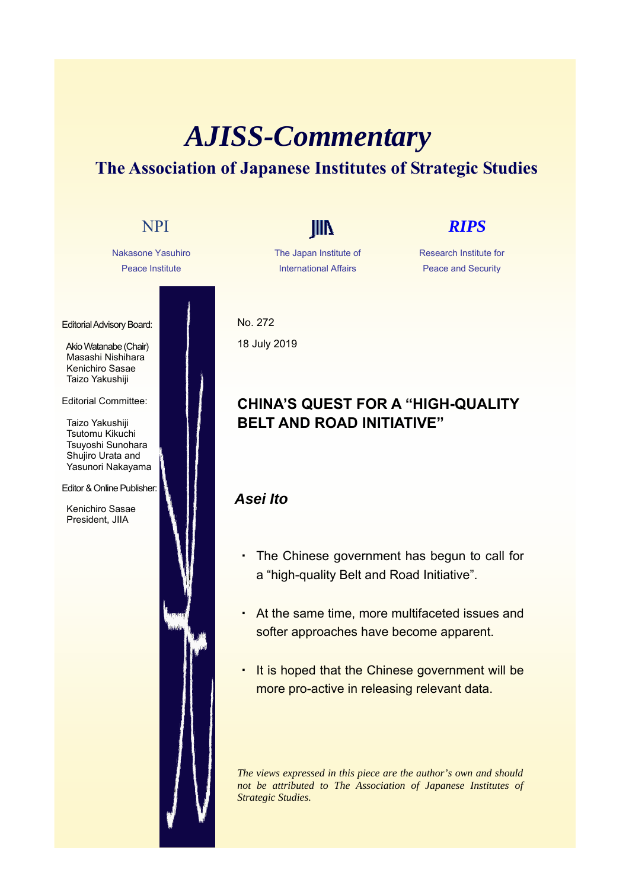# *AJISS-Commentary*

## The Association of Japanese Institutes of Strategic Studies

NPI
Nakasone Yasuhiro Peace Institute

JIIA
The Japan Institute of International Affairs

*RIPS*
Research Institute for Peace and Security

Editorial Advisory Board:

Akio Watanabe (Chair)
Masashi Nishihara
Kenichiro Sasae
Taizo Yakushiji

Editorial Committee:

Taizo Yakushiji
Tsutomu Kikuchi
Tsuyoshi Sunohara
Shujiro Urata and
Yasunori Nakayama

Editor & Online Publisher:

Kenichiro Sasae
President, JIIA

No. 272

18 July 2019

## CHINA'S QUEST FOR A "HIGH-QUALITY BELT AND ROAD INITIATIVE"

***Asei Ito***

- The Chinese government has begun to call for a "high-quality Belt and Road Initiative".
- At the same time, more multifaceted issues and softer approaches have become apparent.
- It is hoped that the Chinese government will be more pro-active in releasing relevant data.

*The views expressed in this piece are the author's own and should not be attributed to The Association of Japanese Institutes of Strategic Studies.*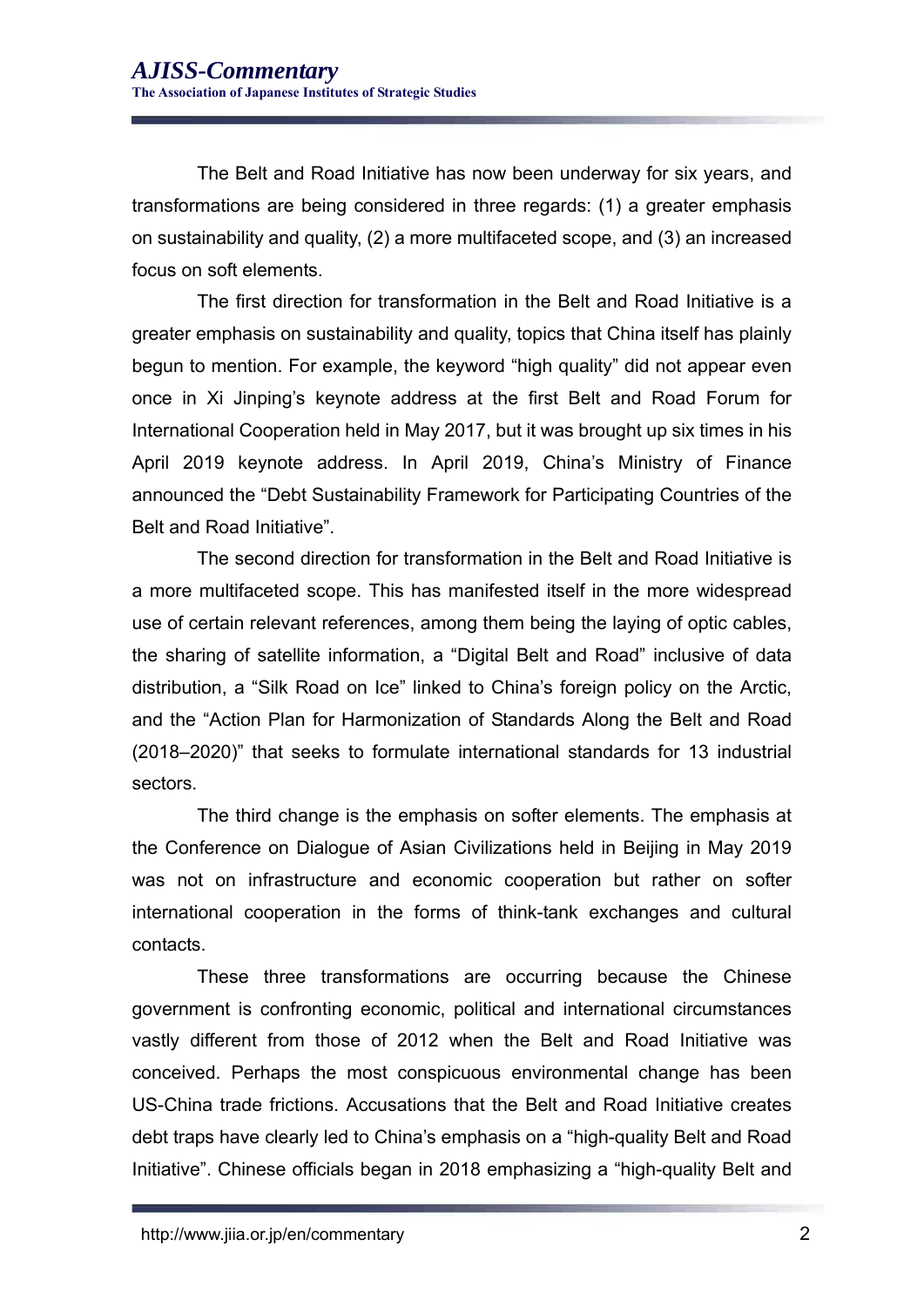The Belt and Road Initiative has now been underway for six years, and transformations are being considered in three regards: (1) a greater emphasis on sustainability and quality, (2) a more multifaceted scope, and (3) an increased focus on soft elements.

The first direction for transformation in the Belt and Road Initiative is a greater emphasis on sustainability and quality, topics that China itself has plainly begun to mention. For example, the keyword "high quality" did not appear even once in Xi Jinping's keynote address at the first Belt and Road Forum for International Cooperation held in May 2017, but it was brought up six times in his April 2019 keynote address. In April 2019, China's Ministry of Finance announced the "Debt Sustainability Framework for Participating Countries of the Belt and Road Initiative".

The second direction for transformation in the Belt and Road Initiative is a more multifaceted scope. This has manifested itself in the more widespread use of certain relevant references, among them being the laying of optic cables, the sharing of satellite information, a "Digital Belt and Road" inclusive of data distribution, a "Silk Road on Ice" linked to China's foreign policy on the Arctic, and the "Action Plan for Harmonization of Standards Along the Belt and Road (2018–2020)" that seeks to formulate international standards for 13 industrial sectors.

The third change is the emphasis on softer elements. The emphasis at the Conference on Dialogue of Asian Civilizations held in Beijing in May 2019 was not on infrastructure and economic cooperation but rather on softer international cooperation in the forms of think-tank exchanges and cultural contacts.

These three transformations are occurring because the Chinese government is confronting economic, political and international circumstances vastly different from those of 2012 when the Belt and Road Initiative was conceived. Perhaps the most conspicuous environmental change has been US-China trade frictions. Accusations that the Belt and Road Initiative creates debt traps have clearly led to China's emphasis on a "high-quality Belt and Road Initiative". Chinese officials began in 2018 emphasizing a "high-quality Belt and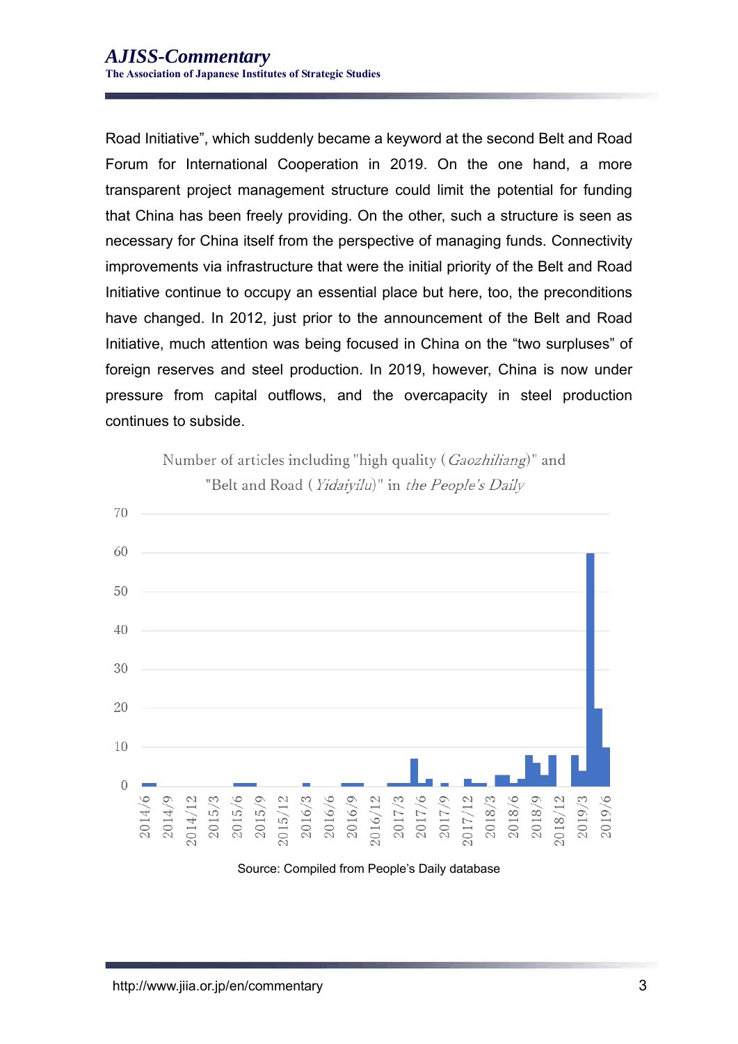Road Initiative", which suddenly became a keyword at the second Belt and Road Forum for International Cooperation in 2019. On the one hand, a more transparent project management structure could limit the potential for funding that China has been freely providing. On the other, such a structure is seen as necessary for China itself from the perspective of managing funds. Connectivity improvements via infrastructure that were the initial priority of the Belt and Road Initiative continue to occupy an essential place but here, too, the preconditions have changed. In 2012, just prior to the announcement of the Belt and Road Initiative, much attention was being focused in China on the "two surpluses" of foreign reserves and steel production. In 2019, however, China is now under pressure from capital outflows, and the overcapacity in steel production continues to subside.

Number of articles including "high quality (*Gaozhiliang*)" and "Belt and Road (*Yidaiyilu*)" in *the People's Daily*

Source: Compiled from People's Daily database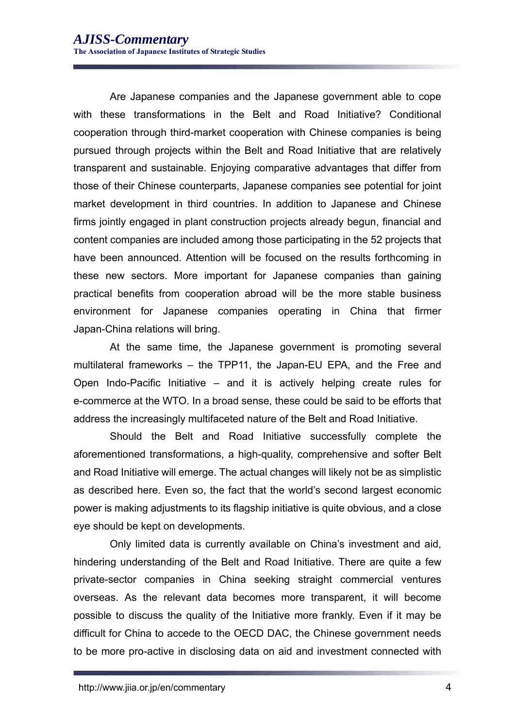Are Japanese companies and the Japanese government able to cope with these transformations in the Belt and Road Initiative? Conditional cooperation through third-market cooperation with Chinese companies is being pursued through projects within the Belt and Road Initiative that are relatively transparent and sustainable. Enjoying comparative advantages that differ from those of their Chinese counterparts, Japanese companies see potential for joint market development in third countries. In addition to Japanese and Chinese firms jointly engaged in plant construction projects already begun, financial and content companies are included among those participating in the 52 projects that have been announced. Attention will be focused on the results forthcoming in these new sectors. More important for Japanese companies than gaining practical benefits from cooperation abroad will be the more stable business environment for Japanese companies operating in China that firmer Japan-China relations will bring.

At the same time, the Japanese government is promoting several multilateral frameworks – the TPP11, the Japan-EU EPA, and the Free and Open Indo-Pacific Initiative – and it is actively helping create rules for e-commerce at the WTO. In a broad sense, these could be said to be efforts that address the increasingly multifaceted nature of the Belt and Road Initiative.

Should the Belt and Road Initiative successfully complete the aforementioned transformations, a high-quality, comprehensive and softer Belt and Road Initiative will emerge. The actual changes will likely not be as simplistic as described here. Even so, the fact that the world's second largest economic power is making adjustments to its flagship initiative is quite obvious, and a close eye should be kept on developments.

Only limited data is currently available on China's investment and aid, hindering understanding of the Belt and Road Initiative. There are quite a few private-sector companies in China seeking straight commercial ventures overseas. As the relevant data becomes more transparent, it will become possible to discuss the quality of the Initiative more frankly. Even if it may be difficult for China to accede to the OECD DAC, the Chinese government needs to be more pro-active in disclosing data on aid and investment connected with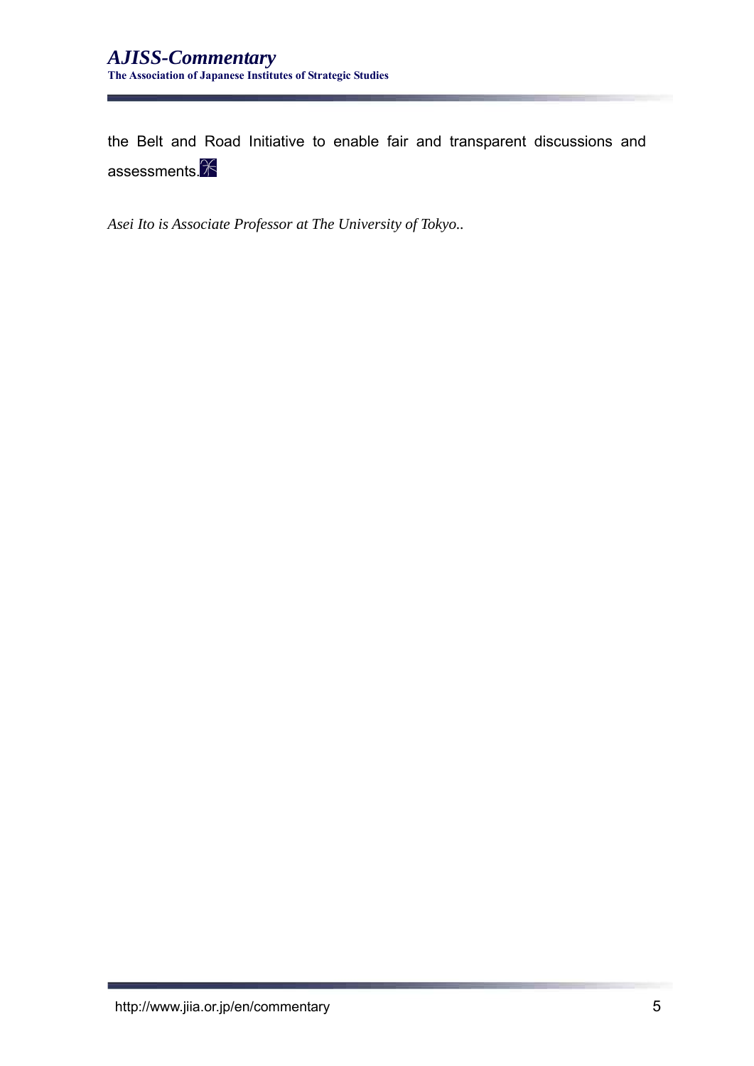the Belt and Road Initiative to enable fair and transparent discussions and assessments.

*Asei Ito is Associate Professor at The University of Tokyo..*